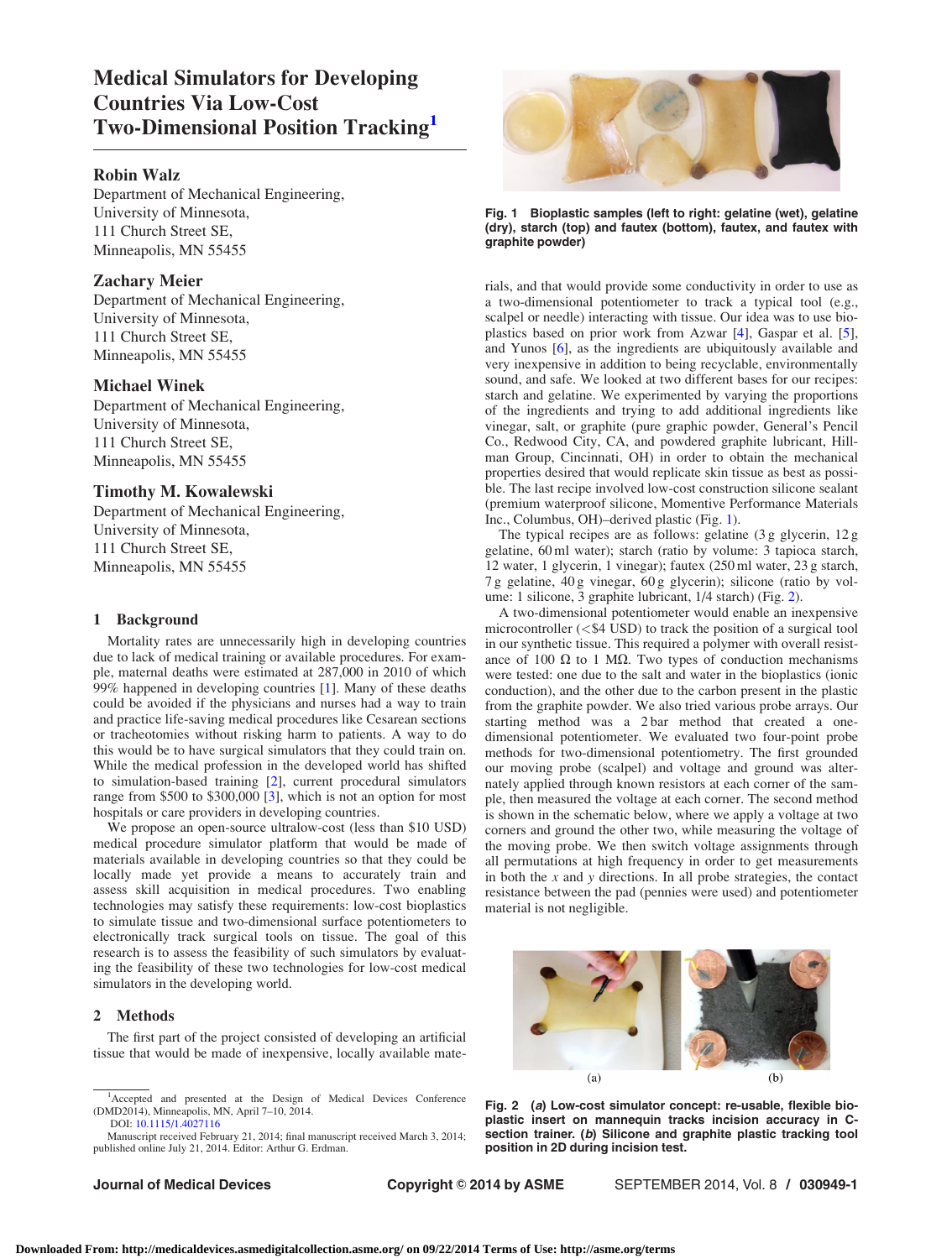# Medical Simulators for Developing Countries Via Low-Cost Two-Dimensional Position Tracking[1]

**Robin Walz**
Department of Mechanical Engineering,
University of Minnesota,
111 Church Street SE,
Minneapolis, MN 55455

**Zachary Meier**
Department of Mechanical Engineering,
University of Minnesota,
111 Church Street SE,
Minneapolis, MN 55455

**Michael Winek**
Department of Mechanical Engineering,
University of Minnesota,
111 Church Street SE,
Minneapolis, MN 55455

**Timothy M. Kowalewski**
Department of Mechanical Engineering,
University of Minnesota,
111 Church Street SE,
Minneapolis, MN 55455

## 1 Background

Mortality rates are unnecessarily high in developing countries due to lack of medical training or available procedures. For example, maternal deaths were estimated at 287,000 in 2010 of which 99% happened in developing countries [1]. Many of these deaths could be avoided if the physicians and nurses had a way to train and practice life-saving medical procedures like Cesarean sections or tracheotomies without risking harm to patients. A way to do this would be to have surgical simulators that they could train on. While the medical profession in the developed world has shifted to simulation-based training [2], current procedural simulators range from $500 to $300,000 [3], which is not an option for most hospitals or care providers in developing countries.

We propose an open-source ultralow-cost (less than $10 USD) medical procedure simulator platform that would be made of materials available in developing countries so that they could be locally made yet provide a means to accurately train and assess skill acquisition in medical procedures. Two enabling technologies may satisfy these requirements: low-cost bioplastics to simulate tissue and two-dimensional surface potentiometers to electronically track surgical tools on tissue. The goal of this research is to assess the feasibility of such simulators by evaluating the feasibility of these two technologies for low-cost medical simulators in the developing world.

## 2 Methods

The first part of the project consisted of developing an artificial tissue that would be made of inexpensive, locally available materials, and that would provide some conductivity in order to use as a two-dimensional potentiometer to track a typical tool (e.g., scalpel or needle) interacting with tissue. Our idea was to use bioplastics based on prior work from Azwar [4], Gaspar et al. [5], and Yunos [6], as the ingredients are ubiquitously available and very inexpensive in addition to being recyclable, environmentally sound, and safe. We looked at two different bases for our recipes: starch and gelatine. We experimented by varying the proportions of the ingredients and trying to add additional ingredients like vinegar, salt, or graphite (pure graphic powder, General's Pencil Co., Redwood City, CA, and powdered graphite lubricant, Hillman Group, Cincinnati, OH) in order to obtain the mechanical properties desired that would replicate skin tissue as best as possible. The last recipe involved low-cost construction silicone sealant (premium waterproof silicone, Momentive Performance Materials Inc., Columbus, OH)–derived plastic (Fig. 1).

Fig. 1 Bioplastic samples (left to right: gelatine (wet), gelatine (dry), starch (top) and fautex (bottom), fautex, and fautex with graphite powder)

The typical recipes are as follows: gelatine (3 g glycerin, 12 g gelatine, 60 ml water); starch (ratio by volume: 3 tapioca starch, 12 water, 1 glycerin, 1 vinegar); fautex (250 ml water, 23 g starch, 7 g gelatine, 40 g vinegar, 60 g glycerin); silicone (ratio by volume: 1 silicone, 3 graphite lubricant, 1/4 starch) (Fig. 2).

A two-dimensional potentiometer would enable an inexpensive microcontroller (<$4 USD) to track the position of a surgical tool in our synthetic tissue. This required a polymer with overall resistance of 100 Ω to 1 MΩ. Two types of conduction mechanisms were tested: one due to the salt and water in the bioplastics (ionic conduction), and the other due to the carbon present in the plastic from the graphite powder. We also tried various probe arrays. Our starting method was a 2 bar method that created a one-dimensional potentiometer. We evaluated two four-point probe methods for two-dimensional potentiometry. The first grounded our moving probe (scalpel) and voltage and ground was alternately applied through known resistors at each corner of the sample, then measured the voltage at each corner. The second method is shown in the schematic below, where we apply a voltage at two corners and ground the other two, while measuring the voltage of the moving probe. We then switch voltage assignments through all permutations at high frequency in order to get measurements in both the *x* and *y* directions. In all probe strategies, the contact resistance between the pad (pennies were used) and potentiometer material is not negligible.

Fig. 2 (*a*) Low-cost simulator concept: re-usable, flexible bioplastic insert on mannequin tracks incision accuracy in C-section trainer. (*b*) Silicone and graphite plastic tracking tool position in 2D during incision test.

[1]Accepted and presented at the Design of Medical Devices Conference (DMD2014), Minneapolis, MN, April 7–10, 2014.
DOI: 10.1115/1.4027116
Manuscript received February 21, 2014; final manuscript received March 3, 2014; published online July 21, 2014. Editor: Arthur G. Erdman.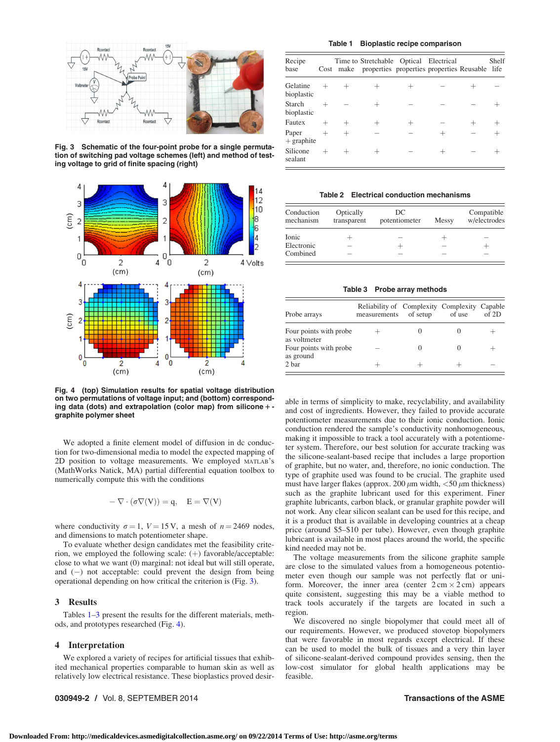Fig. 3 Schematic of the four-point probe for a single permutation of switching pad voltage schemes (left) and method of testing voltage to grid of finite spacing (right)

Fig. 4 (top) Simulation results for spatial voltage distribution on two permutations of voltage input; and (bottom) corresponding data (dots) and extrapolation (color map) from silicone + graphite polymer sheet

We adopted a finite element model of diffusion in dc conduction for two-dimensional media to model the expected mapping of 2D position to voltage measurements. We employed MATLAB's (MathWorks Natick, MA) partial differential equation toolbox to numerically compute this with the conditions

$$-\nabla \cdot (\sigma \nabla(V)) = q, \quad E = \nabla(V)$$

where conductivity $\sigma = 1$, $V = 15\,\text{V}$, a mesh of $n = 2469$ nodes, and dimensions to match potentiometer shape.

To evaluate whether design candidates met the feasibility criterion, we employed the following scale: (+) favorable/acceptable: close to what we want (0) marginal: not ideal but will still operate, and (−) not acceptable: could prevent the design from being operational depending on how critical the criterion is (Fig. 3).

## 3 Results

Tables 1–3 present the results for the different materials, methods, and prototypes researched (Fig. 4).

## 4 Interpretation

We explored a variety of recipes for artificial tissues that exhibited mechanical properties comparable to human skin as well as relatively low electrical resistance. These bioplastics proved desirable in terms of simplicity to make, recyclability, and availability and cost of ingredients. However, they failed to provide accurate potentiometer measurements due to their ionic conduction. Ionic conduction rendered the sample's conductivity nonhomogeneous, making it impossible to track a tool accurately with a potentiometer system. Therefore, our best solution for accurate tracking was the silicone-sealant-based recipe that includes a large proportion of graphite, but no water, and, therefore, no ionic conduction. The type of graphite used was found to be crucial. The graphite used must have larger flakes (approx. 200 $\mu$m width, <50 $\mu$m thickness) such as the graphite lubricant used for this experiment. Finer graphite lubricants, carbon black, or granular graphite powder will not work. Any clear silicon sealant can be used for this recipe, and it is a product that is available in developing countries at a cheap price (around \$5–\$10 per tube). However, even though graphite lubricant is available in most places around the world, the specific kind needed may not be.

The voltage measurements from the silicone graphite sample are close to the simulated values from a homogeneous potentiometer even though our sample was not perfectly flat or uniform. Moreover, the inner area (center 2 cm × 2 cm) appears quite consistent, suggesting this may be a viable method to track tools accurately if the targets are located in such a region.

We discovered no single biopolymer that could meet all of our requirements. However, we produced stovetop biopolymers that were favorable in most regards except electrical. If these can be used to model the bulk of tissues and a very thin layer of silicone-sealant-derived compound provides sensing, then the low-cost simulator for global health applications may be feasible.

**Table 1 Bioplastic recipe comparison**

| Recipe base | Cost | Time to make | Stretchable properties | Optical properties | Electrical properties | Reusable | Shelf life |
|---|---|---|---|---|---|---|---|
| Gelatine bioplastic | + | + | + | + | − | + | − |
| Starch bioplastic | + | − | + | − | − | − | + |
| Fautex | + | + | + | + | − | + | + |
| Paper + graphite | + | + | − | − | + | − | + |
| Silicone sealant | + | + | + | − | + | − | + |

**Table 2 Electrical conduction mechanisms**

| Conduction mechanism | Optically transparent | DC potentiometer | Messy | Compatible w/electrodes |
|---|---|---|---|---|
| Ionic | + | − | + | − |
| Electronic | − | + | − | + |
| Combined | − | − | − | − |

**Table 3 Probe array methods**

| Probe arrays | Reliability of measurements | Complexity of setup | Complexity of use | Capable of 2D |
|---|---|---|---|---|
| Four points with probe as voltmeter | + | 0 | 0 | + |
| Four points with probe as ground | − | 0 | 0 | + |
| 2 bar | + | + | + | − |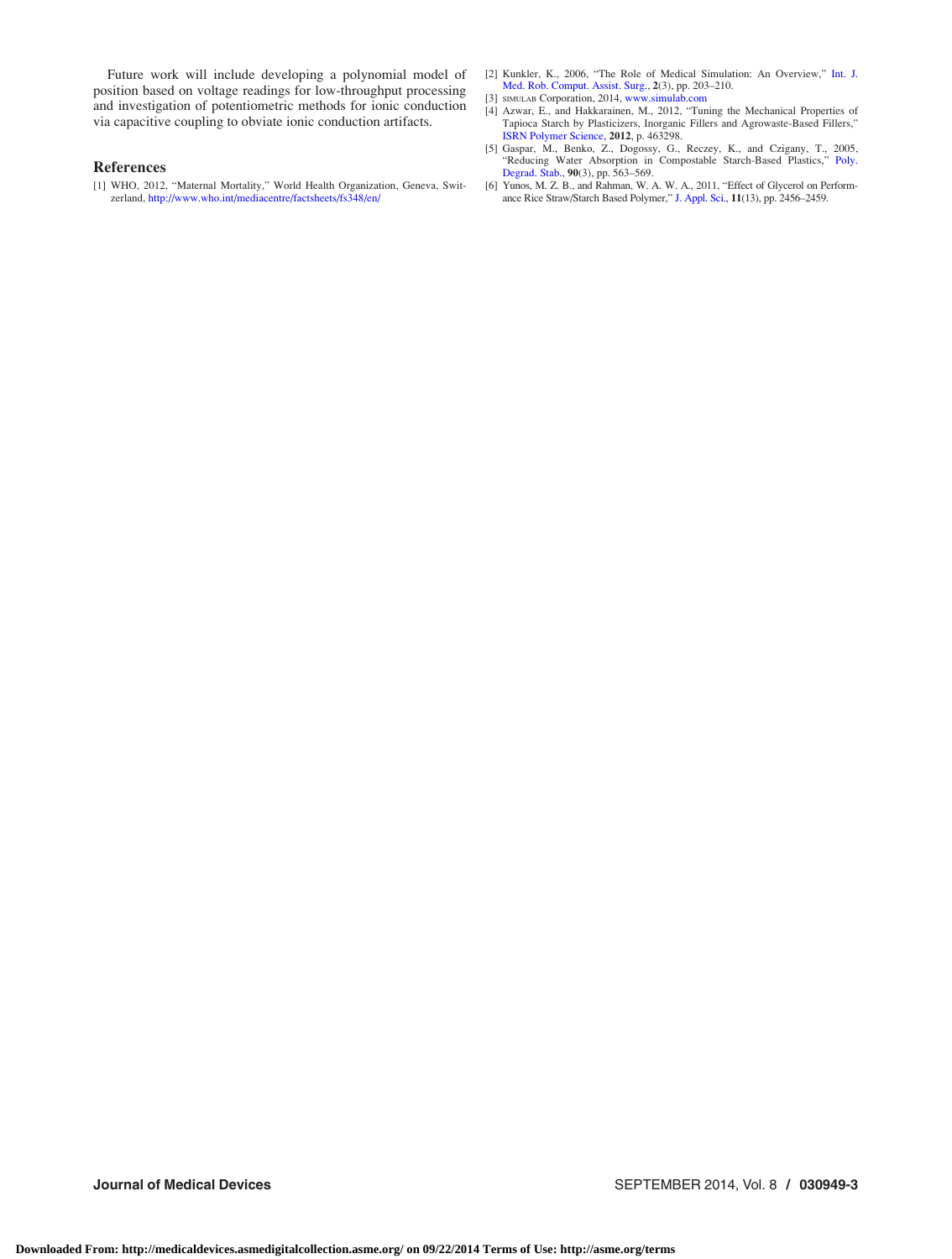Future work will include developing a polynomial model of position based on voltage readings for low-throughput processing and investigation of potentiometric methods for ionic conduction via capacitive coupling to obviate ionic conduction artifacts.

## References

[1] WHO, 2012, "Maternal Mortality," World Health Organization, Geneva, Switzerland, http://www.who.int/mediacentre/factsheets/fs348/en/

[2] Kunkler, K., 2006, "The Role of Medical Simulation: An Overview," Int. J. Med. Rob. Comput. Assist. Surg., **2**(3), pp. 203–210.

[3] SIMULAB Corporation, 2014, www.simulab.com

[4] Azwar, E., and Hakkarainen, M., 2012, "Tuning the Mechanical Properties of Tapioca Starch by Plasticizers, Inorganic Fillers and Agrowaste-Based Fillers," ISRN Polymer Science, **2012**, p. 463298.

[5] Gaspar, M., Benko, Z., Dogossy, G., Reczey, K., and Czigany, T., 2005, "Reducing Water Absorption in Compostable Starch-Based Plastics," Poly. Degrad. Stab., **90**(3), pp. 563–569.

[6] Yunos, M. Z. B., and Rahman, W. A. W. A., 2011, "Effect of Glycerol on Performance Rice Straw/Starch Based Polymer," J. Appl. Sci., **11**(13), pp. 2456–2459.